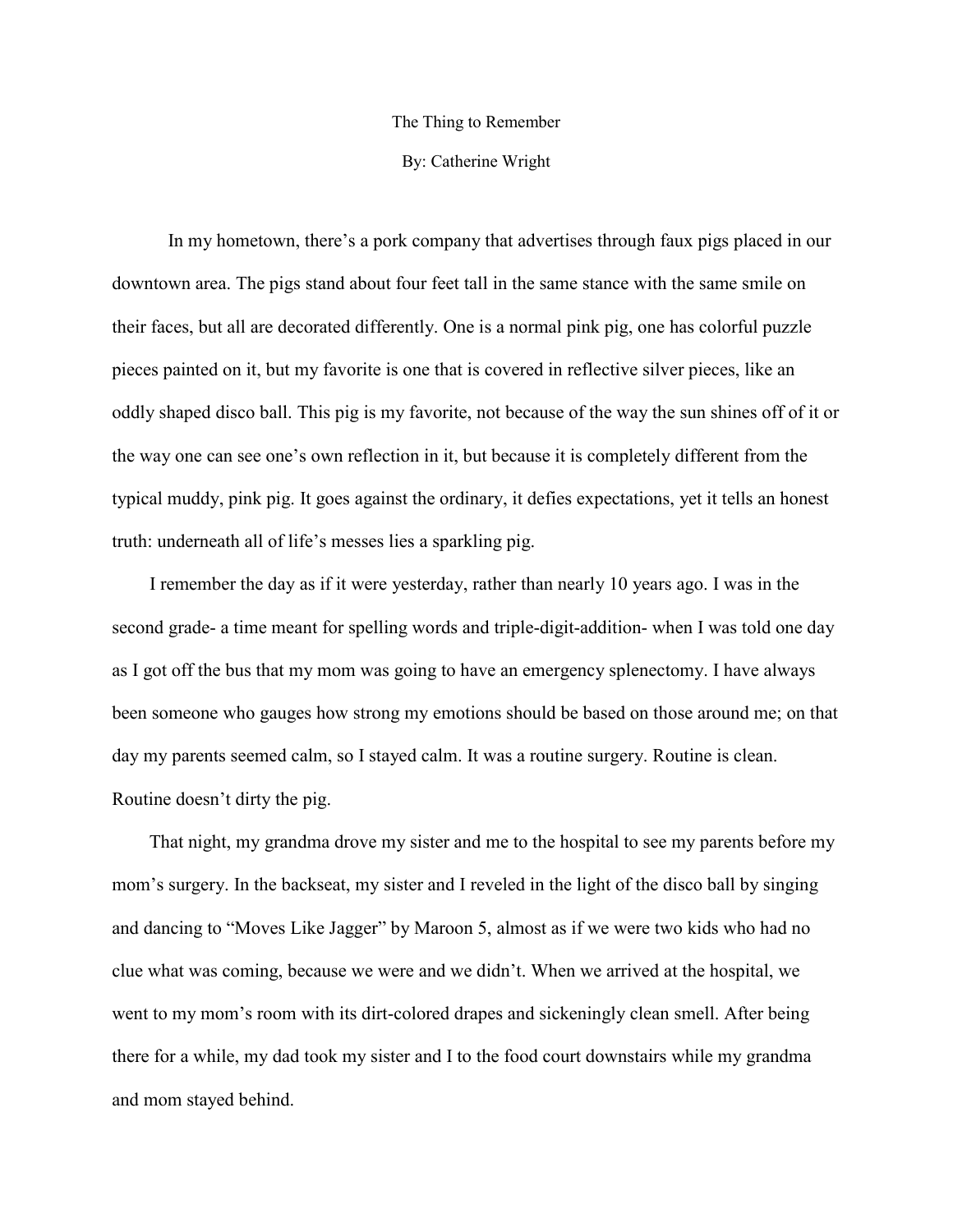# The Thing to Remember

By: Catherine Wright

In my hometown, there's a pork company that advertises through faux pigs placed in our downtown area. The pigs stand about four feet tall in the same stance with the same smile on their faces, but all are decorated differently. One is a normal pink pig, one has colorful puzzle pieces painted on it, but my favorite is one that is covered in reflective silver pieces, like an oddly shaped disco ball. This pig is my favorite, not because of the way the sun shines off of it or the way one can see one's own reflection in it, but because it is completely different from the typical muddy, pink pig. It goes against the ordinary, it defies expectations, yet it tells an honest truth: underneath all of life's messes lies a sparkling pig.

I remember the day as if it were yesterday, rather than nearly 10 years ago. I was in the second grade- a time meant for spelling words and triple-digit-addition- when I was told one day as I got off the bus that my mom was going to have an emergency splenectomy. I have always been someone who gauges how strong my emotions should be based on those around me; on that day my parents seemed calm, so I stayed calm. It was a routine surgery. Routine is clean. Routine doesn't dirty the pig.

That night, my grandma drove my sister and me to the hospital to see my parents before my mom's surgery. In the backseat, my sister and I reveled in the light of the disco ball by singing and dancing to "Moves Like Jagger" by Maroon 5, almost as if we were two kids who had no clue what was coming, because we were and we didn't. When we arrived at the hospital, we went to my mom's room with its dirt-colored drapes and sickeningly clean smell. After being there for a while, my dad took my sister and I to the food court downstairs while my grandma and mom stayed behind.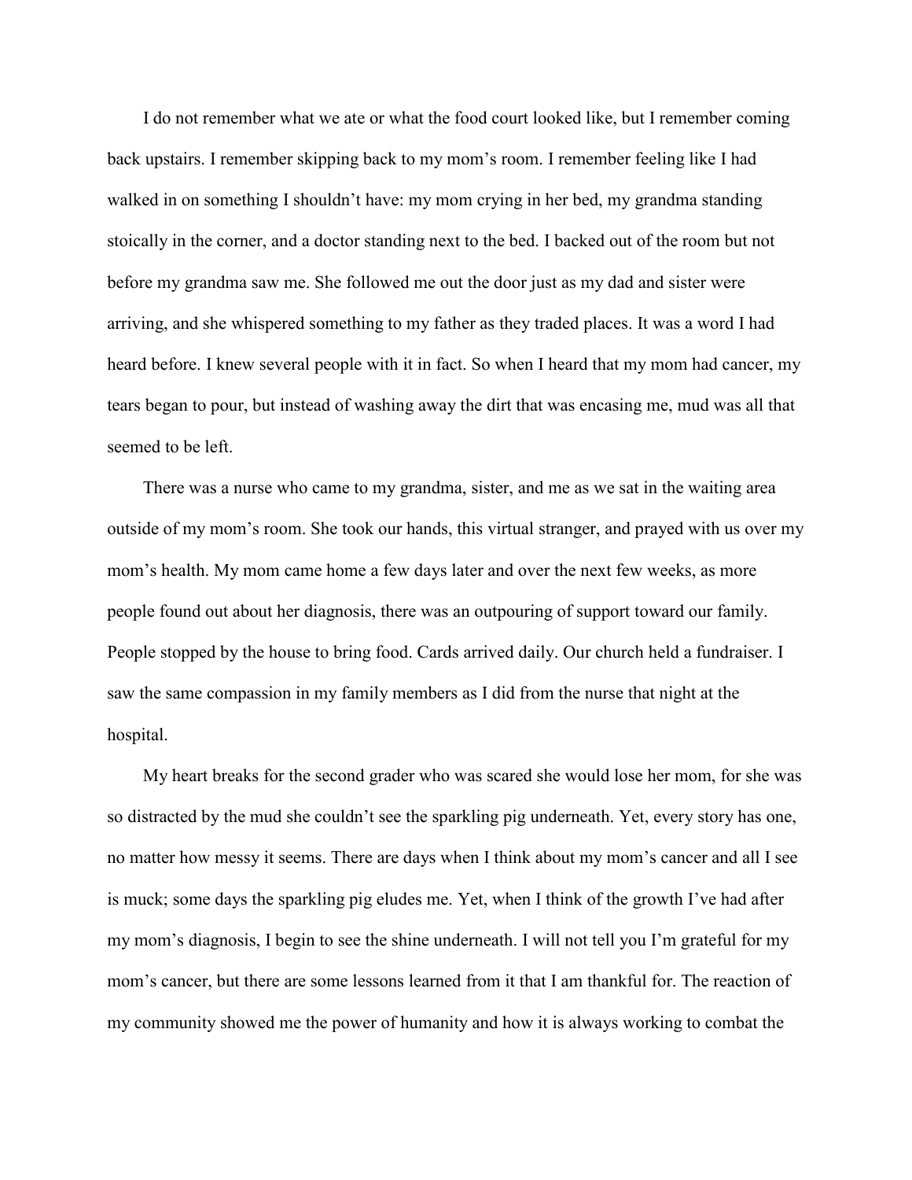I do not remember what we ate or what the food court looked like, but I remember coming back upstairs. I remember skipping back to my mom's room. I remember feeling like I had walked in on something I shouldn't have: my mom crying in her bed, my grandma standing stoically in the corner, and a doctor standing next to the bed. I backed out of the room but not before my grandma saw me. She followed me out the door just as my dad and sister were arriving, and she whispered something to my father as they traded places. It was a word I had heard before. I knew several people with it in fact. So when I heard that my mom had cancer, my tears began to pour, but instead of washing away the dirt that was encasing me, mud was all that seemed to be left.

There was a nurse who came to my grandma, sister, and me as we sat in the waiting area outside of my mom's room. She took our hands, this virtual stranger, and prayed with us over my mom's health. My mom came home a few days later and over the next few weeks, as more people found out about her diagnosis, there was an outpouring of support toward our family. People stopped by the house to bring food. Cards arrived daily. Our church held a fundraiser. I saw the same compassion in my family members as I did from the nurse that night at the hospital.

My heart breaks for the second grader who was scared she would lose her mom, for she was so distracted by the mud she couldn't see the sparkling pig underneath. Yet, every story has one, no matter how messy it seems. There are days when I think about my mom's cancer and all I see is muck; some days the sparkling pig eludes me. Yet, when I think of the growth I've had after my mom's diagnosis, I begin to see the shine underneath. I will not tell you I'm grateful for my mom's cancer, but there are some lessons learned from it that I am thankful for. The reaction of my community showed me the power of humanity and how it is always working to combat the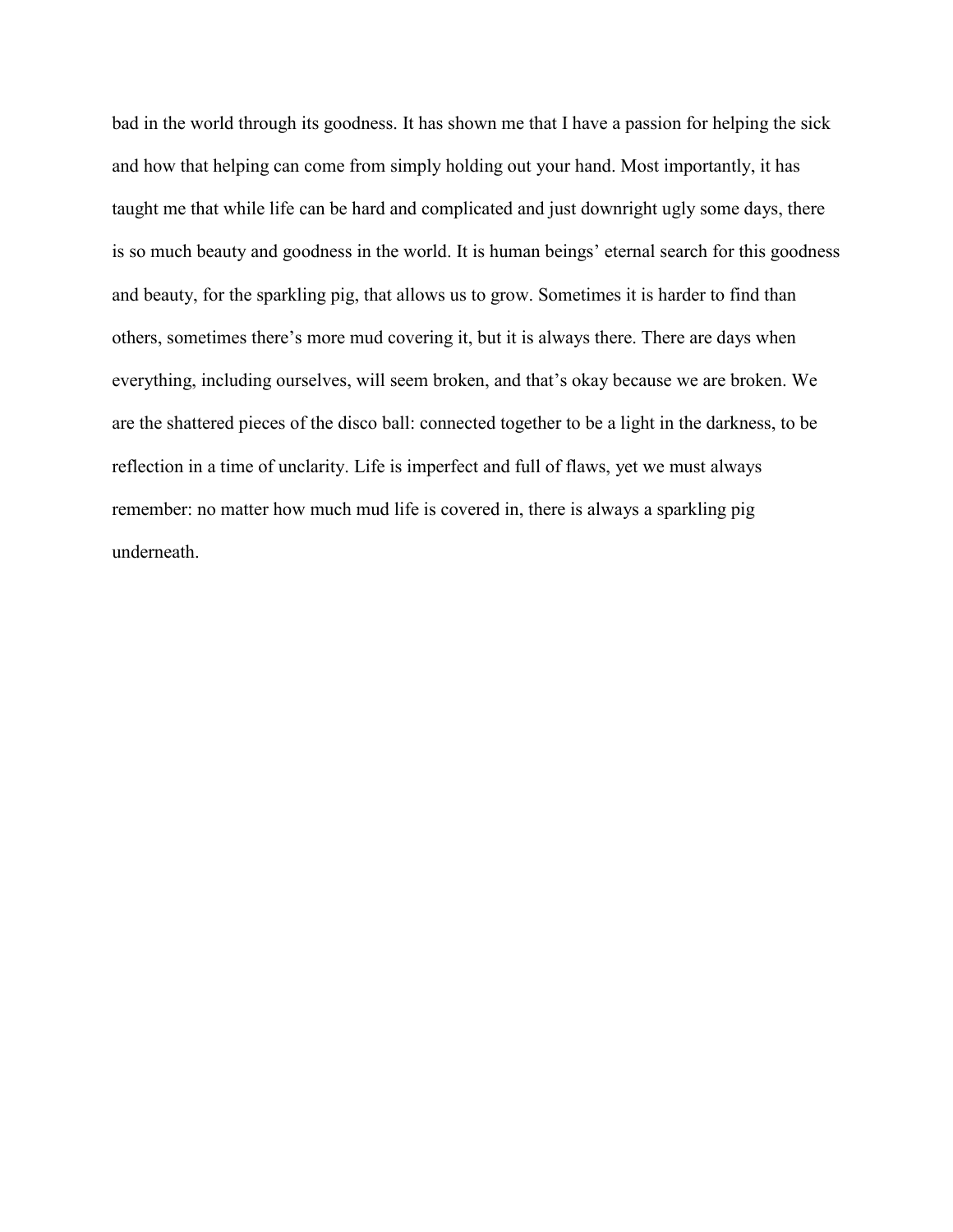bad in the world through its goodness. It has shown me that I have a passion for helping the sick and how that helping can come from simply holding out your hand. Most importantly, it has taught me that while life can be hard and complicated and just downright ugly some days, there is so much beauty and goodness in the world. It is human beings' eternal search for this goodness and beauty, for the sparkling pig, that allows us to grow. Sometimes it is harder to find than others, sometimes there's more mud covering it, but it is always there. There are days when everything, including ourselves, will seem broken, and that's okay because we are broken. We are the shattered pieces of the disco ball: connected together to be a light in the darkness, to be reflection in a time of unclarity. Life is imperfect and full of flaws, yet we must always remember: no matter how much mud life is covered in, there is always a sparkling pig underneath.